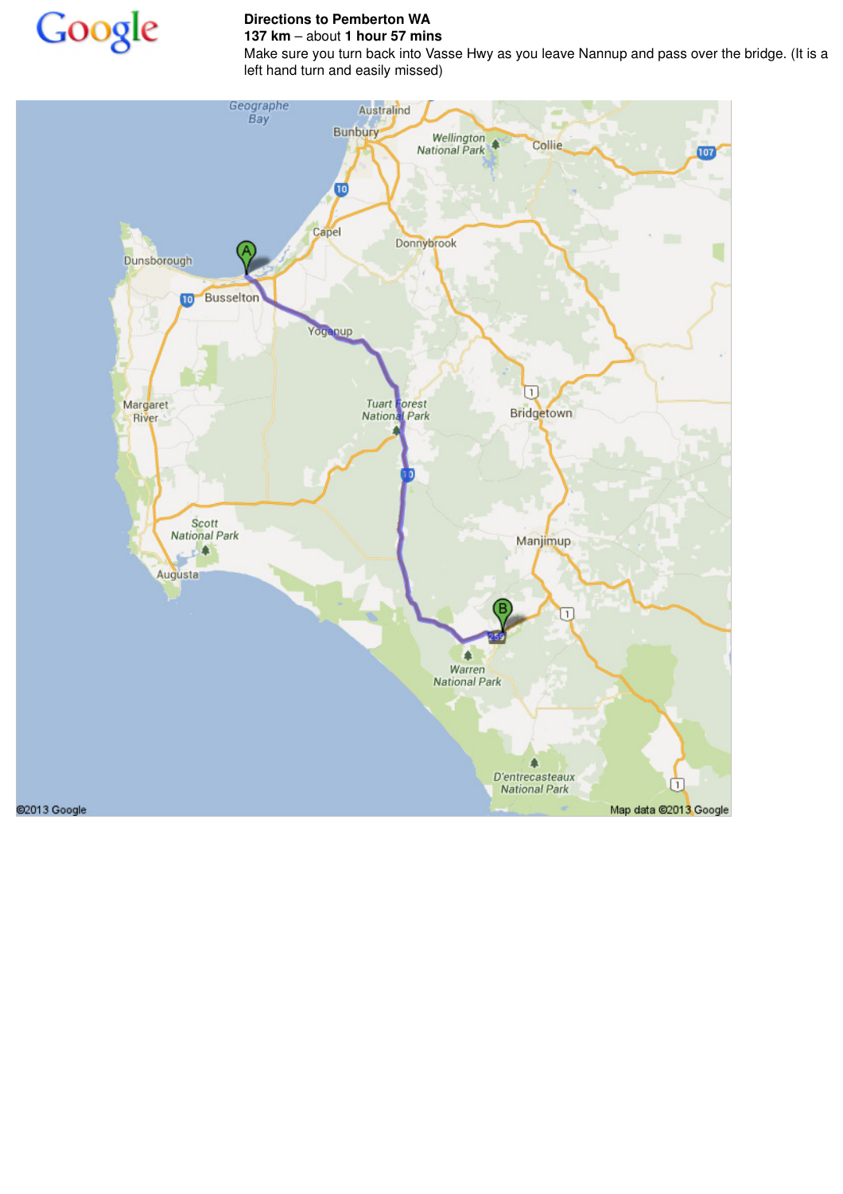**Directions to Pemberton WA**

**137 km** – about **1 hour 57 mins**

Make sure you turn back into Vasse Hwy as you leave Nannup and pass over the bridge. (It is a left hand turn and easily missed)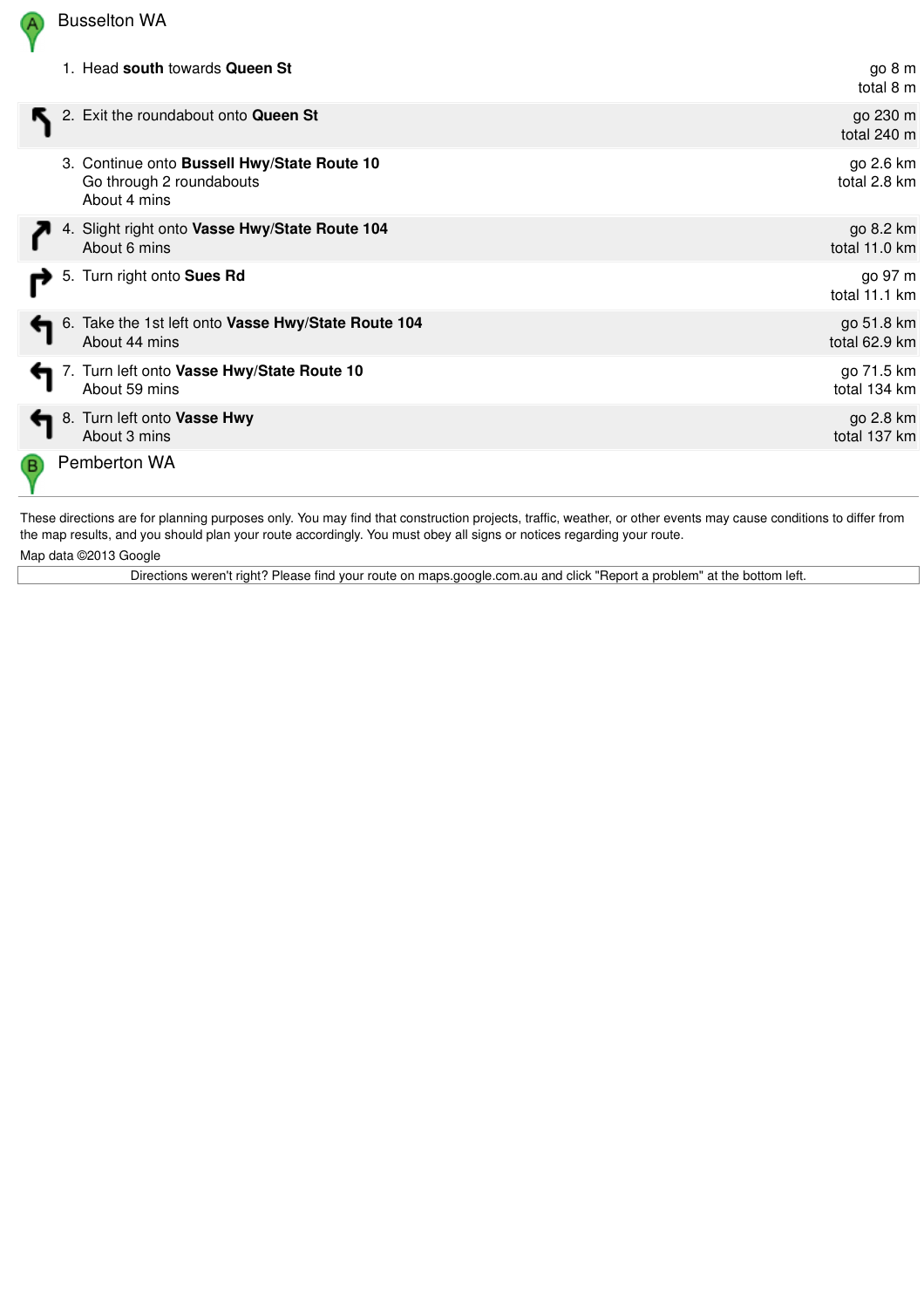## Busselton WA

| | | |
|---|---|---|
| 1. Head **south** towards **Queen St** | go 8 m | total 8 m |
| 2. Exit the roundabout onto **Queen St** | go 230 m | total 240 m |
| 3. Continue onto **Bussell Hwy**/**State Route 10**<br>Go through 2 roundabouts<br>About 4 mins | go 2.6 km | total 2.8 km |
| 4. Slight right onto **Vasse Hwy**/**State Route 104**<br>About 6 mins | go 8.2 km | total 11.0 km |
| 5. Turn right onto **Sues Rd** | go 97 m | total 11.1 km |
| 6. Take the 1st left onto **Vasse Hwy**/**State Route 104**<br>About 44 mins | go 51.8 km | total 62.9 km |
| 7. Turn left onto **Vasse Hwy**/**State Route 10**<br>About 59 mins | go 71.5 km | total 134 km |
| 8. Turn left onto **Vasse Hwy**<br>About 3 mins | go 2.8 km | total 137 km |

## Pemberton WA

These directions are for planning purposes only. You may find that construction projects, traffic, weather, or other events may cause conditions to differ from the map results, and you should plan your route accordingly. You must obey all signs or notices regarding your route.

Map data ©2013 Google

Directions weren't right? Please find your route on maps.google.com.au and click "Report a problem" at the bottom left.